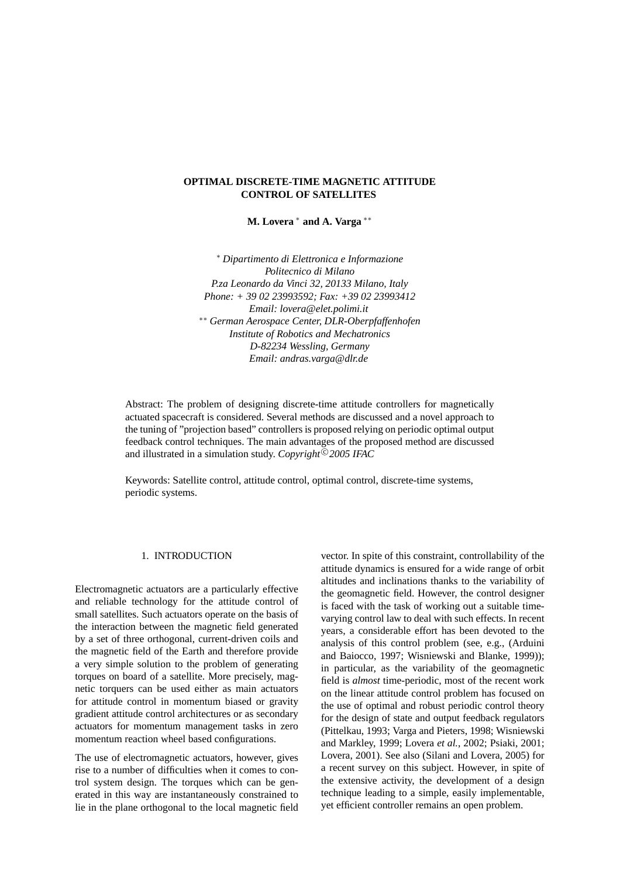# OPTIMAL DISCRETE-TIME MAGNETIC ATTITUDE CONTROL OF SATELLITES

**M. Lovera** [*] **and A. Varga** [**]

[*] *Dipartimento di Elettronica e Informazione*
*Politecnico di Milano*
*P.za Leonardo da Vinci 32, 20133 Milano, Italy*
*Phone: + 39 02 23993592; Fax: +39 02 23993412*
*Email: lovera@elet.polimi.it*
[**] *German Aerospace Center, DLR-Oberpfaffenhofen*
*Institute of Robotics and Mechatronics*
*D-82234 Wessling, Germany*
*Email: andras.varga@dlr.de*

Abstract: The problem of designing discrete-time attitude controllers for magnetically actuated spacecraft is considered. Several methods are discussed and a novel approach to the tuning of "projection based" controllers is proposed relying on periodic optimal output feedback control techniques. The main advantages of the proposed method are discussed and illustrated in a simulation study. *Copyright©2005 IFAC*

Keywords: Satellite control, attitude control, optimal control, discrete-time systems, periodic systems.

## 1. INTRODUCTION

Electromagnetic actuators are a particularly effective and reliable technology for the attitude control of small satellites. Such actuators operate on the basis of the interaction between the magnetic field generated by a set of three orthogonal, current-driven coils and the magnetic field of the Earth and therefore provide a very simple solution to the problem of generating torques on board of a satellite. More precisely, magnetic torquers can be used either as main actuators for attitude control in momentum biased or gravity gradient attitude control architectures or as secondary actuators for momentum management tasks in zero momentum reaction wheel based configurations.

The use of electromagnetic actuators, however, gives rise to a number of difficulties when it comes to control system design. The torques which can be generated in this way are instantaneously constrained to lie in the plane orthogonal to the local magnetic field vector. In spite of this constraint, controllability of the attitude dynamics is ensured for a wide range of orbit altitudes and inclinations thanks to the variability of the geomagnetic field. However, the control designer is faced with the task of working out a suitable time-varying control law to deal with such effects. In recent years, a considerable effort has been devoted to the analysis of this control problem (see, e.g., (Arduini and Baiocco, 1997; Wisniewski and Blanke, 1999)); in particular, as the variability of the geomagnetic field is *almost* time-periodic, most of the recent work on the linear attitude control problem has focused on the use of optimal and robust periodic control theory for the design of state and output feedback regulators (Pittelkau, 1993; Varga and Pieters, 1998; Wisniewski and Markley, 1999; Lovera *et al.*, 2002; Psiaki, 2001; Lovera, 2001). See also (Silani and Lovera, 2005) for a recent survey on this subject. However, in spite of the extensive activity, the development of a design technique leading to a simple, easily implementable, yet efficient controller remains an open problem.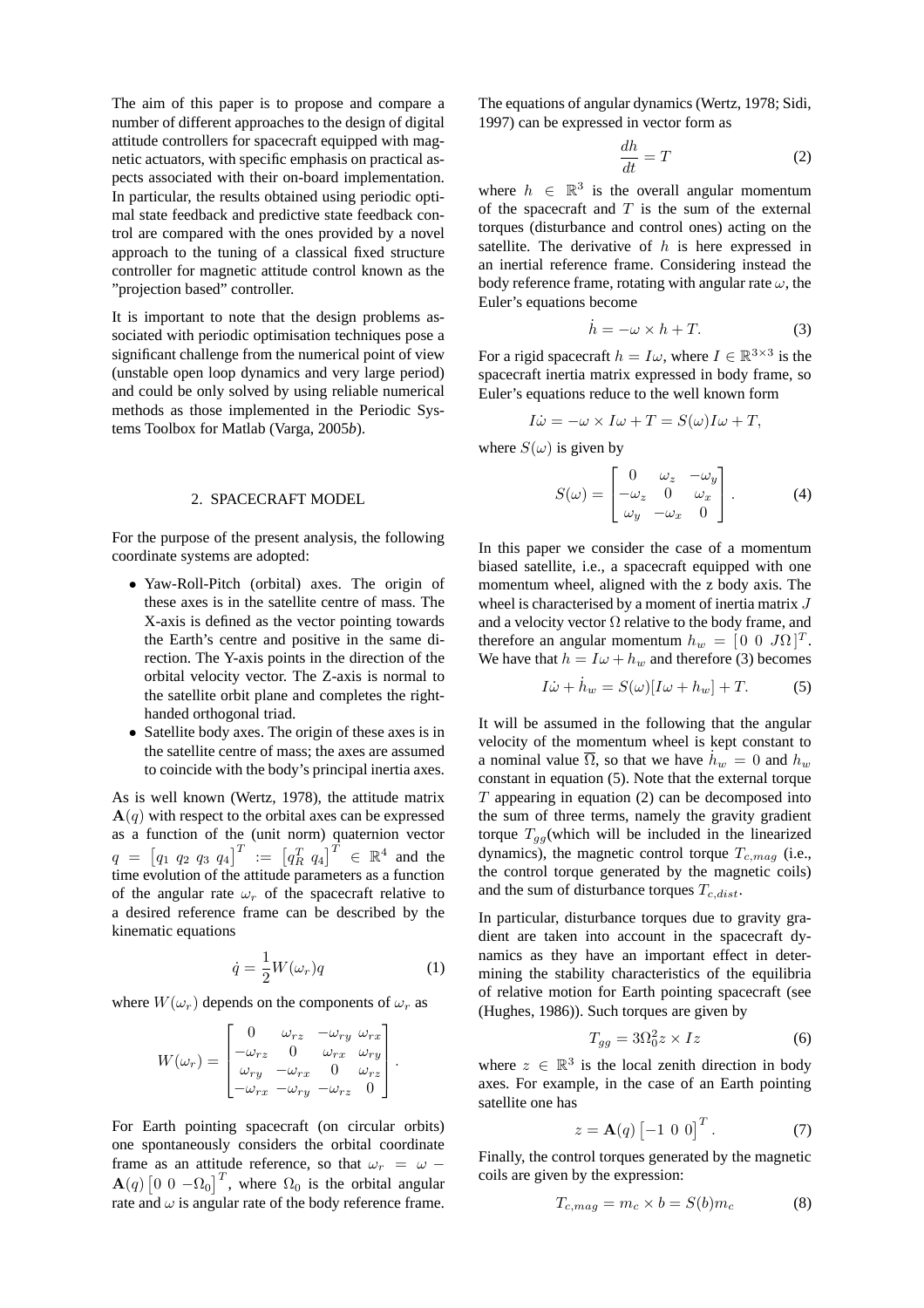The aim of this paper is to propose and compare a number of different approaches to the design of digital attitude controllers for spacecraft equipped with magnetic actuators, with specific emphasis on practical aspects associated with their on-board implementation. In particular, the results obtained using periodic optimal state feedback and predictive state feedback control are compared with the ones provided by a novel approach to the tuning of a classical fixed structure controller for magnetic attitude control known as the "projection based" controller.

It is important to note that the design problems associated with periodic optimisation techniques pose a significant challenge from the numerical point of view (unstable open loop dynamics and very large period) and could be only solved by using reliable numerical methods as those implemented in the Periodic Systems Toolbox for Matlab (Varga, 2005*b*).

## 2. SPACECRAFT MODEL

For the purpose of the present analysis, the following coordinate systems are adopted:

- Yaw-Roll-Pitch (orbital) axes. The origin of these axes is in the satellite centre of mass. The X-axis is defined as the vector pointing towards the Earth's centre and positive in the same direction. The Y-axis points in the direction of the orbital velocity vector. The Z-axis is normal to the satellite orbit plane and completes the right-handed orthogonal triad.
- Satellite body axes. The origin of these axes is in the satellite centre of mass; the axes are assumed to coincide with the body's principal inertia axes.

As is well known (Wertz, 1978), the attitude matrix $\mathbf{A}(q)$ with respect to the orbital axes can be expressed as a function of the (unit norm) quaternion vector $q = \begin{bmatrix} q_1 & q_2 & q_3 & q_4 \end{bmatrix}^T := \begin{bmatrix} q_R^T & q_4 \end{bmatrix}^T \in \mathbb{R}^4$ and the time evolution of the attitude parameters as a function of the angular rate $\omega_r$ of the spacecraft relative to a desired reference frame can be described by the kinematic equations

$$\dot{q} = \frac{1}{2} W(\omega_r) q \tag{1}$$

where $W(\omega_r)$ depends on the components of $\omega_r$ as

$$W(\omega_r) = \begin{bmatrix} 0 & \omega_{rz} & -\omega_{ry} & \omega_{rx} \\ -\omega_{rz} & 0 & \omega_{rx} & \omega_{ry} \\ \omega_{ry} & -\omega_{rx} & 0 & \omega_{rz} \\ -\omega_{rx} & -\omega_{ry} & -\omega_{rz} & 0 \end{bmatrix}.$$

For Earth pointing spacecraft (on circular orbits) one spontaneously considers the orbital coordinate frame as an attitude reference, so that $\omega_r = \omega - \mathbf{A}(q) \begin{bmatrix} 0 & 0 & -\Omega_0 \end{bmatrix}^T$, where $\Omega_0$ is the orbital angular rate and $\omega$ is angular rate of the body reference frame.

The equations of angular dynamics (Wertz, 1978; Sidi, 1997) can be expressed in vector form as

$$\frac{dh}{dt} = T \tag{2}$$

where $h \in \mathbb{R}^3$ is the overall angular momentum of the spacecraft and $T$ is the sum of the external torques (disturbance and control ones) acting on the satellite. The derivative of $h$ is here expressed in an inertial reference frame. Considering instead the body reference frame, rotating with angular rate $\omega$, the Euler's equations become

$$\dot{h} = -\omega \times h + T. \tag{3}$$

For a rigid spacecraft $h = I\omega$, where $I \in \mathbb{R}^{3\times 3}$ is the spacecraft inertia matrix expressed in body frame, so Euler's equations reduce to the well known form

$$I\dot{\omega} = -\omega \times I\omega + T = S(\omega) I\omega + T,$$

where $S(\omega)$ is given by

$$S(\omega) = \begin{bmatrix} 0 & \omega_z & -\omega_y \\ -\omega_z & 0 & \omega_x \\ \omega_y & -\omega_x & 0 \end{bmatrix}. \tag{4}$$

In this paper we consider the case of a momentum biased satellite, i.e., a spacecraft equipped with one momentum wheel, aligned with the z body axis. The wheel is characterised by a moment of inertia matrix $J$ and a velocity vector $\Omega$ relative to the body frame, and therefore an angular momentum $h_w = [0 \ 0 \ J\Omega]^T$. We have that $h = I\omega + h_w$ and therefore (3) becomes

$$I\dot{\omega} + \dot{h}_w = S(\omega)[I\omega + h_w] + T. \tag{5}$$

It will be assumed in the following that the angular velocity of the momentum wheel is kept constant to a nominal value $\overline{\Omega}$, so that we have $\dot{h}_w = 0$ and $h_w$ constant in equation (5). Note that the external torque $T$ appearing in equation (2) can be decomposed into the sum of three terms, namely the gravity gradient torque $T_{gg}$(which will be included in the linearized dynamics), the magnetic control torque $T_{c,mag}$ (i.e., the control torque generated by the magnetic coils) and the sum of disturbance torques $T_{c,dist}$.

In particular, disturbance torques due to gravity gradient are taken into account in the spacecraft dynamics as they have an important effect in determining the stability characteristics of the equilibria of relative motion for Earth pointing spacecraft (see (Hughes, 1986)). Such torques are given by

$$T_{gg} = 3\Omega_0^2 z \times Iz \tag{6}$$

where $z \in \mathbb{R}^3$ is the local zenith direction in body axes. For example, in the case of an Earth pointing satellite one has

$$z = \mathbf{A}(q) \begin{bmatrix} -1 & 0 & 0 \end{bmatrix}^T. \tag{7}$$

Finally, the control torques generated by the magnetic coils are given by the expression:

$$T_{c,mag} = m_c \times b = S(b) m_c \tag{8}$$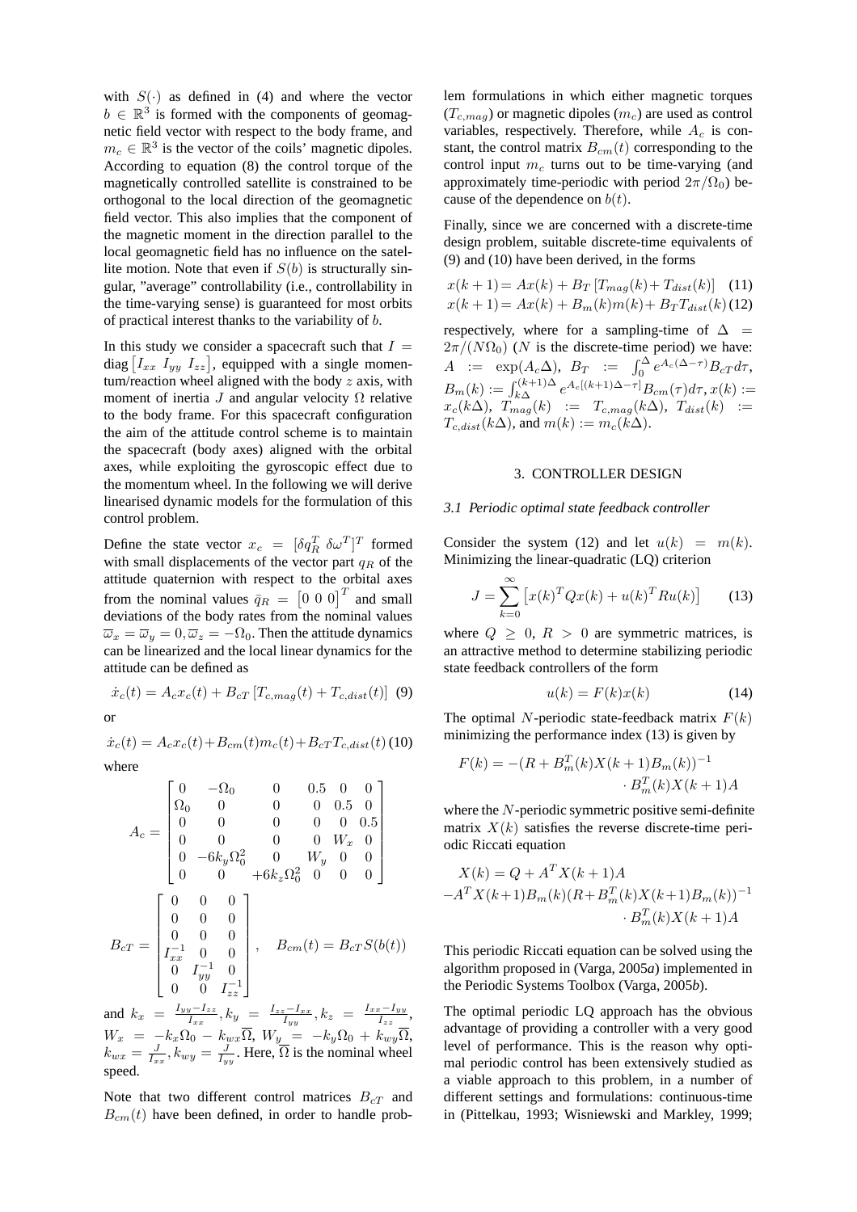with $S(\cdot)$ as defined in (4) and where the vector $b \in \mathbb{R}^3$ is formed with the components of geomagnetic field vector with respect to the body frame, and $m_c \in \mathbb{R}^3$ is the vector of the coils' magnetic dipoles. According to equation (8) the control torque of the magnetically controlled satellite is constrained to be orthogonal to the local direction of the geomagnetic field vector. This also implies that the component of the magnetic moment in the direction parallel to the local geomagnetic field has no influence on the satellite motion. Note that even if $S(b)$ is structurally singular, "average" controllability (i.e., controllability in the time-varying sense) is guaranteed for most orbits of practical interest thanks to the variability of $b$.

In this study we consider a spacecraft such that $I = \text{diag}\begin{bmatrix} I_{xx} & I_{yy} & I_{zz} \end{bmatrix}$, equipped with a single momentum/reaction wheel aligned with the body $z$ axis, with moment of inertia $J$ and angular velocity $\Omega$ relative to the body frame. For this spacecraft configuration the aim of the attitude control scheme is to maintain the spacecraft (body axes) aligned with the orbital axes, while exploiting the gyroscopic effect due to the momentum wheel. In the following we will derive linearised dynamic models for the formulation of this control problem.

Define the state vector $x_c = [\delta q_R^T \; \delta\omega^T]^T$ formed with small displacements of the vector part $q_R$ of the attitude quaternion with respect to the orbital axes from the nominal values $\bar{q}_R = \begin{bmatrix} 0 & 0 & 0 \end{bmatrix}^T$ and small deviations of the body rates from the nominal values $\overline{\omega}_x = \overline{\omega}_y = 0, \overline{\omega}_z = -\Omega_0$. Then the attitude dynamics can be linearized and the local linear dynamics for the attitude can be defined as

$$\dot{x}_c(t) = A_c x_c(t) + B_{cT}\left[T_{c,mag}(t) + T_{c,dist}(t)\right] \quad (9)$$

or

$$\dot{x}_c(t) = A_c x_c(t) + B_{cm}(t) m_c(t) + B_{cT} T_{c,dist}(t) \quad (10)$$

where

$$A_c = \begin{bmatrix} 0 & -\Omega_0 & 0 & 0.5 & 0 & 0 \\ \Omega_0 & 0 & 0 & 0 & 0.5 & 0 \\ 0 & 0 & 0 & 0 & 0 & 0.5 \\ 0 & 0 & 0 & 0 & W_x & 0 \\ 0 & -6k_y\Omega_0^2 & 0 & W_y & 0 & 0 \\ 0 & 0 & +6k_z\Omega_0^2 & 0 & 0 & 0 \end{bmatrix}$$

$$B_{cT} = \begin{bmatrix} 0 & 0 & 0 \\ 0 & 0 & 0 \\ 0 & 0 & 0 \\ I_{xx}^{-1} & 0 & 0 \\ 0 & I_{yy}^{-1} & 0 \\ 0 & 0 & I_{zz}^{-1} \end{bmatrix}, \quad B_{cm}(t) = B_{cT} S(b(t))$$

and $k_x = \frac{I_{yy}-I_{zz}}{I_{xx}}, k_y = \frac{I_{zz}-I_{xx}}{I_{yy}}, k_z = \frac{I_{xx}-I_{yy}}{I_{zz}}$, $W_x = -k_x\Omega_0 - k_{wx}\overline{\Omega}$, $W_y = -k_y\Omega_0 + k_{wy}\overline{\Omega}$, $k_{wx} = \frac{J}{I_{xx}}, k_{wy} = \frac{J}{I_{yy}}$. Here, $\overline{\Omega}$ is the nominal wheel speed.

Note that two different control matrices $B_{cT}$ and $B_{cm}(t)$ have been defined, in order to handle problem formulations in which either magnetic torques ($T_{c,mag}$) or magnetic dipoles ($m_c$) are used as control variables, respectively. Therefore, while $A_c$ is constant, the control matrix $B_{cm}(t)$ corresponding to the control input $m_c$ turns out to be time-varying (and approximately time-periodic with period $2\pi/\Omega_0$) because of the dependence on $b(t)$.

Finally, since we are concerned with a discrete-time design problem, suitable discrete-time equivalents of (9) and (10) have been derived, in the forms

$$x(k+1) = Ax(k) + B_T\left[T_{mag}(k) + T_{dist}(k)\right] \quad (11)$$
$$x(k+1) = Ax(k) + B_m(k)m(k) + B_T T_{dist}(k) \quad (12)$$

respectively, where for a sampling-time of $\Delta = 2\pi/(N\Omega_0)$ ($N$ is the discrete-time period) we have: $A := \exp(A_c\Delta)$, $B_T := \int_0^{\Delta} e^{A_c(\Delta-\tau)} B_{cT} d\tau$, $B_m(k) := \int_{k\Delta}^{(k+1)\Delta} e^{A_c[(k+1)\Delta-\tau]} B_{cm}(\tau) d\tau$, $x(k) := x_c(k\Delta)$, $T_{mag}(k) := T_{c,mag}(k\Delta)$, $T_{dist}(k) := T_{c,dist}(k\Delta)$, and $m(k) := m_c(k\Delta)$.

## 3. CONTROLLER DESIGN

### 3.1 *Periodic optimal state feedback controller*

Consider the system (12) and let $u(k) = m(k)$. Minimizing the linear-quadratic (LQ) criterion

$$J = \sum_{k=0}^{\infty}\left[x(k)^T Q x(k) + u(k)^T R u(k)\right] \quad (13)$$

where $Q \geq 0$, $R > 0$ are symmetric matrices, is an attractive method to determine stabilizing periodic state feedback controllers of the form

$$u(k) = F(k)x(k) \quad (14)$$

The optimal $N$-periodic state-feedback matrix $F(k)$ minimizing the performance index (13) is given by

$$F(k) = -(R + B_m^T(k)X(k+1)B_m(k))^{-1} \cdot B_m^T(k)X(k+1)A$$

where the $N$-periodic symmetric positive semi-definite matrix $X(k)$ satisfies the reverse discrete-time periodic Riccati equation

$$X(k) = Q + A^T X(k+1) A - A^T X(k+1) B_m(k)(R + B_m^T(k)X(k+1)B_m(k))^{-1} \cdot B_m^T(k)X(k+1)A$$

This periodic Riccati equation can be solved using the algorithm proposed in (Varga, 2005*a*) implemented in the Periodic Systems Toolbox (Varga, 2005*b*).

The optimal periodic LQ approach has the obvious advantage of providing a controller with a very good level of performance. This is the reason why optimal periodic control has been extensively studied as a viable approach to this problem, in a number of different settings and formulations: continuous-time in (Pittelkau, 1993; Wisniewski and Markley, 1999;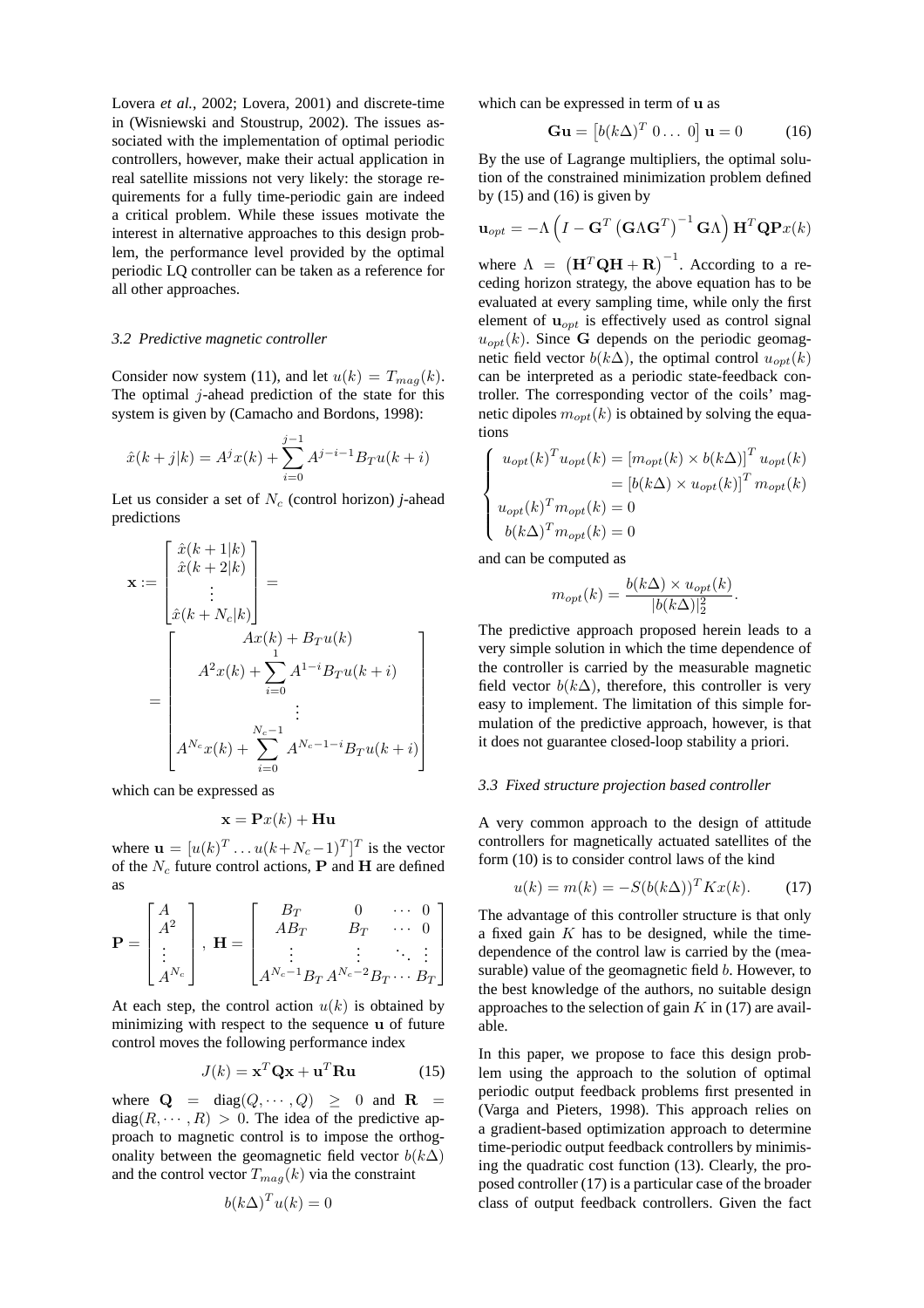Lovera *et al.*, 2002; Lovera, 2001) and discrete-time in (Wisniewski and Stoustrup, 2002). The issues associated with the implementation of optimal periodic controllers, however, make their actual application in real satellite missions not very likely: the storage requirements for a fully time-periodic gain are indeed a critical problem. While these issues motivate the interest in alternative approaches to this design problem, the performance level provided by the optimal periodic LQ controller can be taken as a reference for all other approaches.

### *3.2 Predictive magnetic controller*

Consider now system (11), and let $u(k) = T_{mag}(k)$. The optimal $j$-ahead prediction of the state for this system is given by (Camacho and Bordons, 1998):

$$\hat{x}(k+j|k) = A^j x(k) + \sum_{i=0}^{j-1} A^{j-i-1} B_T u(k+i)$$

Let us consider a set of $N_c$ (control horizon) *j*-ahead predictions

$$\mathbf{x} := \begin{bmatrix} \hat{x}(k+1|k) \\ \hat{x}(k+2|k) \\ \vdots \\ \hat{x}(k+N_c|k) \end{bmatrix} = \begin{bmatrix} Ax(k) + B_T u(k) \\ A^2 x(k) + \sum_{i=0}^{1} A^{1-i} B_T u(k+i) \\ \vdots \\ A^{N_c} x(k) + \sum_{i=0}^{N_c-1} A^{N_c-1-i} B_T u(k+i) \end{bmatrix}$$

which can be expressed as

$$\mathbf{x} = \mathbf{P} x(k) + \mathbf{H}\mathbf{u}$$

where $\mathbf{u} = [u(k)^T \ldots u(k+N_c-1)^T]^T$ is the vector of the $N_c$ future control actions, $\mathbf{P}$ and $\mathbf{H}$ are defined as

$$\mathbf{P} = \begin{bmatrix} A \\ A^2 \\ \vdots \\ A^{N_c} \end{bmatrix}, \ \mathbf{H} = \begin{bmatrix} B_T & 0 & \cdots & 0 \\ AB_T & B_T & \cdots & 0 \\ \vdots & \vdots & \ddots & \vdots \\ A^{N_c-1}B_T & A^{N_c-2}B_T & \cdots & B_T \end{bmatrix}$$

At each step, the control action $u(k)$ is obtained by minimizing with respect to the sequence $\mathbf{u}$ of future control moves the following performance index

$$J(k) = \mathbf{x}^T \mathbf{Q} \mathbf{x} + \mathbf{u}^T \mathbf{R} \mathbf{u} \tag{15}$$

where $\mathbf{Q} = \text{diag}(Q, \cdots, Q) \geq 0$ and $\mathbf{R} = \text{diag}(R, \cdots, R) > 0$. The idea of the predictive approach to magnetic control is to impose the orthogonality between the geomagnetic field vector $b(k\Delta)$ and the control vector $T_{mag}(k)$ via the constraint

$$b(k\Delta)^T u(k) = 0$$

which can be expressed in term of $\mathbf{u}$ as

$$\mathbf{G}\mathbf{u} = \begin{bmatrix} b(k\Delta)^T \ 0 \ldots \ 0 \end{bmatrix} \mathbf{u} = 0 \tag{16}$$

By the use of Lagrange multipliers, the optimal solution of the constrained minimization problem defined by (15) and (16) is given by

$$\mathbf{u}_{opt} = -\Lambda \left( I - \mathbf{G}^T \left( \mathbf{G}\Lambda\mathbf{G}^T \right)^{-1} \mathbf{G}\Lambda \right) \mathbf{H}^T \mathbf{Q} \mathbf{P} x(k)$$

where $\Lambda = \left( \mathbf{H}^T \mathbf{Q} \mathbf{H} + \mathbf{R} \right)^{-1}$. According to a receding horizon strategy, the above equation has to be evaluated at every sampling time, while only the first element of $\mathbf{u}_{opt}$ is effectively used as control signal $u_{opt}(k)$. Since $\mathbf{G}$ depends on the periodic geomagnetic field vector $b(k\Delta)$, the optimal control $u_{opt}(k)$ can be interpreted as a periodic state-feedback controller. The corresponding vector of the coils' magnetic dipoles $m_{opt}(k)$ is obtained by solving the equations

$$\begin{cases} u_{opt}(k)^T u_{opt}(k) = \left[ m_{opt}(k) \times b(k\Delta) \right]^T u_{opt}(k) \\ \qquad\qquad\qquad\quad = \left[ b(k\Delta) \times u_{opt}(k) \right]^T m_{opt}(k) \\ u_{opt}(k)^T m_{opt}(k) = 0 \\ b(k\Delta)^T m_{opt}(k) = 0 \end{cases}$$

and can be computed as

$$m_{opt}(k) = \frac{b(k\Delta) \times u_{opt}(k)}{|b(k\Delta)|_2^2}.$$

The predictive approach proposed herein leads to a very simple solution in which the time dependence of the controller is carried by the measurable magnetic field vector $b(k\Delta)$, therefore, this controller is very easy to implement. The limitation of this simple formulation of the predictive approach, however, is that it does not guarantee closed-loop stability a priori.

### *3.3 Fixed structure projection based controller*

A very common approach to the design of attitude controllers for magnetically actuated satellites of the form (10) is to consider control laws of the kind

$$u(k) = m(k) = -S(b(k\Delta))^T K x(k). \tag{17}$$

The advantage of this controller structure is that only a fixed gain $K$ has to be designed, while the time-dependence of the control law is carried by the (measurable) value of the geomagnetic field $b$. However, to the best knowledge of the authors, no suitable design approaches to the selection of gain $K$ in (17) are available.

In this paper, we propose to face this design problem using the approach to the solution of optimal periodic output feedback problems first presented in (Varga and Pieters, 1998). This approach relies on a gradient-based optimization approach to determine time-periodic output feedback controllers by minimising the quadratic cost function (13). Clearly, the proposed controller (17) is a particular case of the broader class of output feedback controllers. Given the fact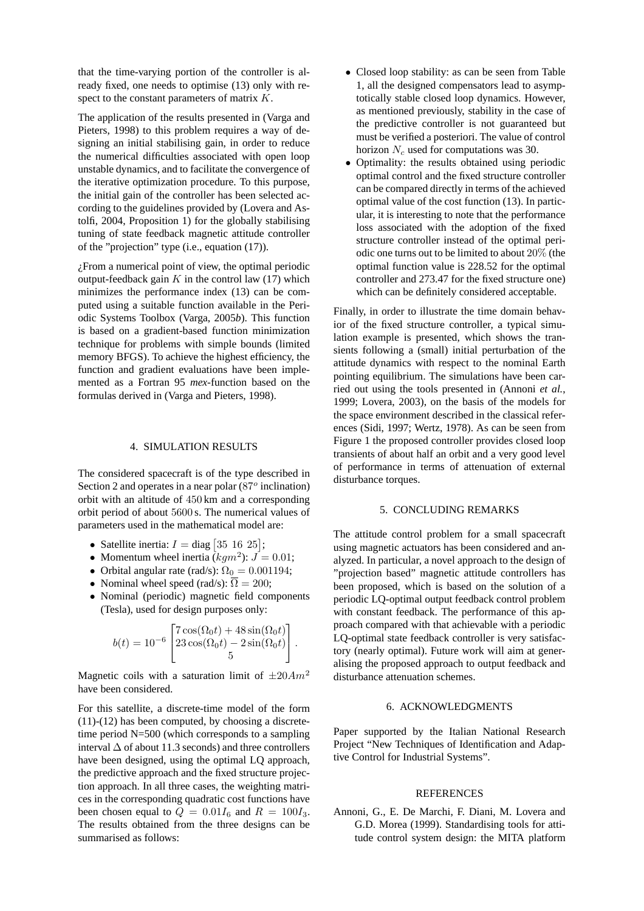that the time-varying portion of the controller is already fixed, one needs to optimise (13) only with respect to the constant parameters of matrix $K$.

The application of the results presented in (Varga and Pieters, 1998) to this problem requires a way of designing an initial stabilising gain, in order to reduce the numerical difficulties associated with open loop unstable dynamics, and to facilitate the convergence of the iterative optimization procedure. To this purpose, the initial gain of the controller has been selected according to the guidelines provided by (Lovera and Astolfi, 2004, Proposition 1) for the globally stabilising tuning of state feedback magnetic attitude controller of the "projection" type (i.e., equation (17)).

¿From a numerical point of view, the optimal periodic output-feedback gain $K$ in the control law (17) which minimizes the performance index (13) can be computed using a suitable function available in the Periodic Systems Toolbox (Varga, 2005*b*). This function is based on a gradient-based function minimization technique for problems with simple bounds (limited memory BFGS). To achieve the highest efficiency, the function and gradient evaluations have been implemented as a Fortran 95 *mex*-function based on the formulas derived in (Varga and Pieters, 1998).

## 4. SIMULATION RESULTS

The considered spacecraft is of the type described in Section 2 and operates in a near polar ($87^o$ inclination) orbit with an altitude of $450$ km and a corresponding orbit period of about $5600$ s. The numerical values of parameters used in the mathematical model are:

- Satellite inertia: $I = \text{diag}\begin{bmatrix}35 & 16 & 25\end{bmatrix}$;
- Momentum wheel inertia ($kgm^2$): $J = 0.01$;
- Orbital angular rate (rad/s): $\Omega_0 = 0.001194$;
- Nominal wheel speed (rad/s): $\overline{\Omega} = 200$;
- Nominal (periodic) magnetic field components (Tesla), used for design purposes only:

$$b(t) = 10^{-6} \begin{bmatrix} 7\cos(\Omega_0 t) + 48\sin(\Omega_0 t) \\ 23\cos(\Omega_0 t) - 2\sin(\Omega_0 t) \\ 5 \end{bmatrix}.$$

Magnetic coils with a saturation limit of $\pm 20 Am^2$ have been considered.

For this satellite, a discrete-time model of the form (11)-(12) has been computed, by choosing a discrete-time period N=500 (which corresponds to a sampling interval $\Delta$ of about 11.3 seconds) and three controllers have been designed, using the optimal LQ approach, the predictive approach and the fixed structure projection approach. In all three cases, the weighting matrices in the corresponding quadratic cost functions have been chosen equal to $Q = 0.01 I_6$ and $R = 100 I_3$. The results obtained from the three designs can be summarised as follows:

- Closed loop stability: as can be seen from Table 1, all the designed compensators lead to asymptotically stable closed loop dynamics. However, as mentioned previously, stability in the case of the predictive controller is not guaranteed but must be verified a posteriori. The value of control horizon $N_c$ used for computations was 30.
- Optimality: the results obtained using periodic optimal control and the fixed structure controller can be compared directly in terms of the achieved optimal value of the cost function (13). In particular, it is interesting to note that the performance loss associated with the adoption of the fixed structure controller instead of the optimal periodic one turns out to be limited to about $20\%$ (the optimal function value is 228.52 for the optimal controller and 273.47 for the fixed structure one) which can be definitely considered acceptable.

Finally, in order to illustrate the time domain behavior of the fixed structure controller, a typical simulation example is presented, which shows the transients following a (small) initial perturbation of the attitude dynamics with respect to the nominal Earth pointing equilibrium. The simulations have been carried out using the tools presented in (Annoni *et al.*, 1999; Lovera, 2003), on the basis of the models for the space environment described in the classical references (Sidi, 1997; Wertz, 1978). As can be seen from Figure 1 the proposed controller provides closed loop transients of about half an orbit and a very good level of performance in terms of attenuation of external disturbance torques.

## 5. CONCLUDING REMARKS

The attitude control problem for a small spacecraft using magnetic actuators has been considered and analyzed. In particular, a novel approach to the design of "projection based" magnetic attitude controllers has been proposed, which is based on the solution of a periodic LQ-optimal output feedback control problem with constant feedback. The performance of this approach compared with that achievable with a periodic LQ-optimal state feedback controller is very satisfactory (nearly optimal). Future work will aim at generalising the proposed approach to output feedback and disturbance attenuation schemes.

## 6. ACKNOWLEDGMENTS

Paper supported by the Italian National Research Project "New Techniques of Identification and Adaptive Control for Industrial Systems".

## REFERENCES

Annoni, G., E. De Marchi, F. Diani, M. Lovera and G.D. Morea (1999). Standardising tools for attitude control system design: the MITA platform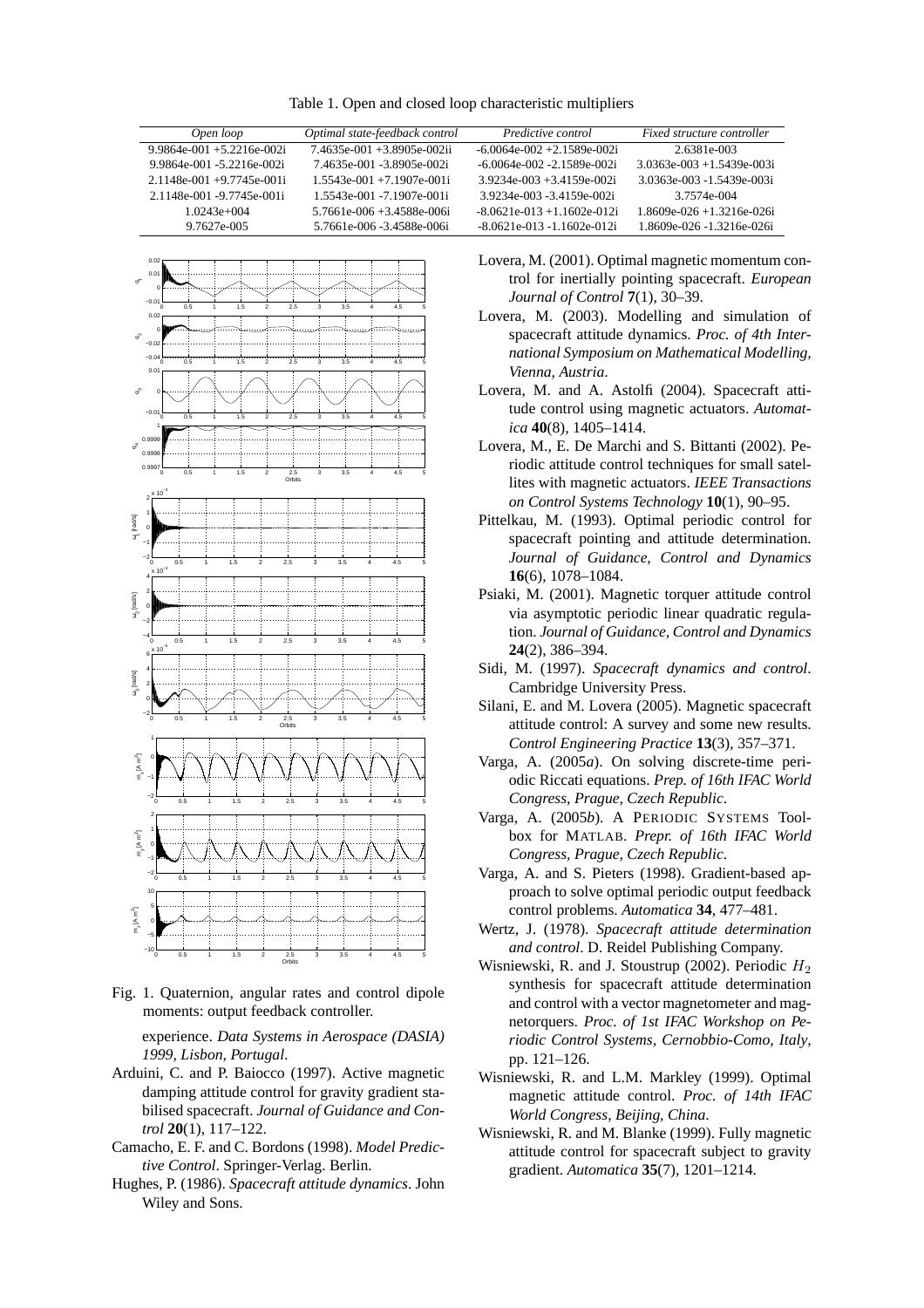Table 1. Open and closed loop characteristic multipliers

| *Open loop* | *Optimal state-feedback control* | *Predictive control* | *Fixed structure controller* |
|---|---|---|---|
| 9.9864e-001 +5.2216e-002i | 7.4635e-001 +3.8905e-002ii | -6.0064e-002 +2.1589e-002i | 2.6381e-003 |
| 9.9864e-001 -5.2216e-002i | 7.4635e-001 -3.8905e-002i | -6.0064e-002 -2.1589e-002i | 3.0363e-003 +1.5439e-003i |
| 2.1148e-001 +9.7745e-001i | 1.5543e-001 +7.1907e-001i | 3.9234e-003 +3.4159e-002i | 3.0363e-003 -1.5439e-003i |
| 2.1148e-001 -9.7745e-001i | 1.5543e-001 -7.1907e-001i | 3.9234e-003 -3.4159e-002i | 3.7574e-004 |
| 1.0243e+004 | 5.7661e-006 +3.4588e-006i | -8.0621e-013 +1.1602e-012i | 1.8609e-026 +1.3216e-026i |
| 9.7627e-005 | 5.7661e-006 -3.4588e-006i | -8.0621e-013 -1.1602e-012i | 1.8609e-026 -1.3216e-026i |

Fig. 1. Quaternion, angular rates and control dipole moments: output feedback controller.

experience. *Data Systems in Aerospace (DASIA) 1999, Lisbon, Portugal.*

- Arduini, C. and P. Baiocco (1997). Active magnetic damping attitude control for gravity gradient stabilised spacecraft. *Journal of Guidance and Control* **20**(1), 117–122.
- Camacho, E. F. and C. Bordons (1998). *Model Predictive Control*. Springer-Verlag. Berlin.
- Hughes, P. (1986). *Spacecraft attitude dynamics*. John Wiley and Sons.
- Lovera, M. (2001). Optimal magnetic momentum control for inertially pointing spacecraft. *European Journal of Control* **7**(1), 30–39.
- Lovera, M. (2003). Modelling and simulation of spacecraft attitude dynamics. *Proc. of 4th International Symposium on Mathematical Modelling, Vienna, Austria*.
- Lovera, M. and A. Astolfi (2004). Spacecraft attitude control using magnetic actuators. *Automatica* **40**(8), 1405–1414.
- Lovera, M., E. De Marchi and S. Bittanti (2002). Periodic attitude control techniques for small satellites with magnetic actuators. *IEEE Transactions on Control Systems Technology* **10**(1), 90–95.
- Pittelkau, M. (1993). Optimal periodic control for spacecraft pointing and attitude determination. *Journal of Guidance, Control and Dynamics* **16**(6), 1078–1084.
- Psiaki, M. (2001). Magnetic torquer attitude control via asymptotic periodic linear quadratic regulation. *Journal of Guidance, Control and Dynamics* **24**(2), 386–394.
- Sidi, M. (1997). *Spacecraft dynamics and control*. Cambridge University Press.
- Silani, E. and M. Lovera (2005). Magnetic spacecraft attitude control: A survey and some new results. *Control Engineering Practice* **13**(3), 357–371.
- Varga, A. (2005*a*). On solving discrete-time periodic Riccati equations. *Prep. of 16th IFAC World Congress, Prague, Czech Republic*.
- Varga, A. (2005*b*). A PERIODIC SYSTEMS Toolbox for MATLAB. *Prepr. of 16th IFAC World Congress, Prague, Czech Republic*.
- Varga, A. and S. Pieters (1998). Gradient-based approach to solve optimal periodic output feedback control problems. *Automatica* **34**, 477–481.
- Wertz, J. (1978). *Spacecraft attitude determination and control*. D. Reidel Publishing Company.
- Wisniewski, R. and J. Stoustrup (2002). Periodic $H_2$ synthesis for spacecraft attitude determination and control with a vector magnetometer and magnetorquers. *Proc. of 1st IFAC Workshop on Periodic Control Systems, Cernobbio-Como, Italy*, pp. 121–126.
- Wisniewski, R. and L.M. Markley (1999). Optimal magnetic attitude control. *Proc. of 14th IFAC World Congress, Beijing, China*.
- Wisniewski, R. and M. Blanke (1999). Fully magnetic attitude control for spacecraft subject to gravity gradient. *Automatica* **35**(7), 1201–1214.